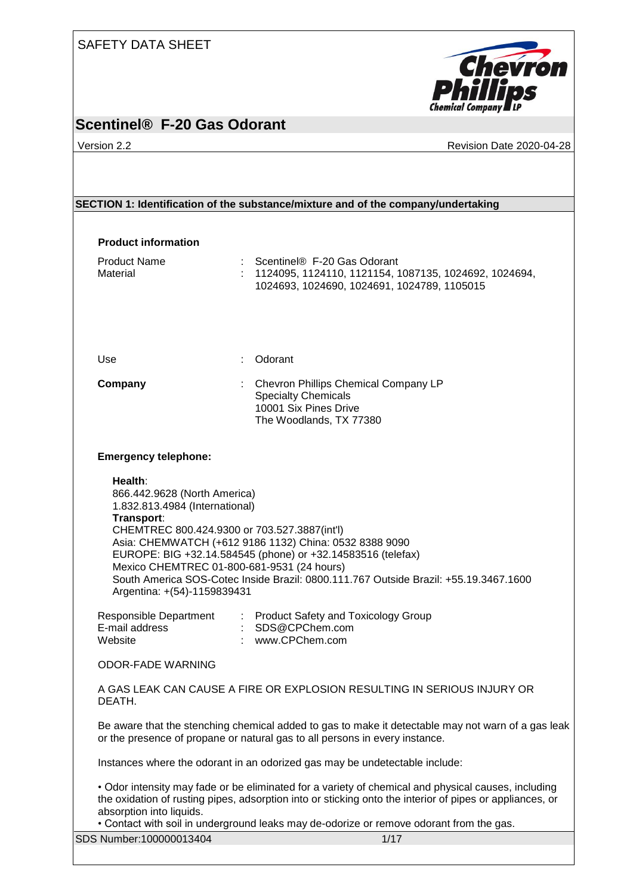SAFETY DATA SHEET

# Scentinel® F-20 Gas Odorant

Version 2.2 | Revision Date 2020-04-28

## SECTION 1: Identification of the substance/mixture and of the company/undertaking

**Product information**

Product Name : Scentinel® F-20 Gas Odorant
Material : 1124095, 1124110, 1121154, 1087135, 1024692, 1024694, 1024693, 1024690, 1024691, 1024789, 1105015

Use : Odorant

**Company** : Chevron Phillips Chemical Company LP
Specialty Chemicals
10001 Six Pines Drive
The Woodlands, TX 77380

**Emergency telephone:**

**Health**:
866.442.9628 (North America)
1.832.813.4984 (International)
**Transport**:
CHEMTREC 800.424.9300 or 703.527.3887(int'l)
Asia: CHEMWATCH (+612 9186 1132) China: 0532 8388 9090
EUROPE: BIG +32.14.584545 (phone) or +32.14583516 (telefax)
Mexico CHEMTREC 01-800-681-9531 (24 hours)
South America SOS-Cotec Inside Brazil: 0800.111.767 Outside Brazil: +55.19.3467.1600
Argentina: +(54)-1159839431

Responsible Department : Product Safety and Toxicology Group
E-mail address : SDS@CPChem.com
Website : www.CPChem.com

ODOR-FADE WARNING

A GAS LEAK CAN CAUSE A FIRE OR EXPLOSION RESULTING IN SERIOUS INJURY OR DEATH.

Be aware that the stenching chemical added to gas to make it detectable may not warn of a gas leak or the presence of propane or natural gas to all persons in every instance.

Instances where the odorant in an odorized gas may be undetectable include:

- Odor intensity may fade or be eliminated for a variety of chemical and physical causes, including the oxidation of rusting pipes, adsorption into or sticking onto the interior of pipes or appliances, or absorption into liquids.
- Contact with soil in underground leaks may de-odorize or remove odorant from the gas.

SDS Number:100000013404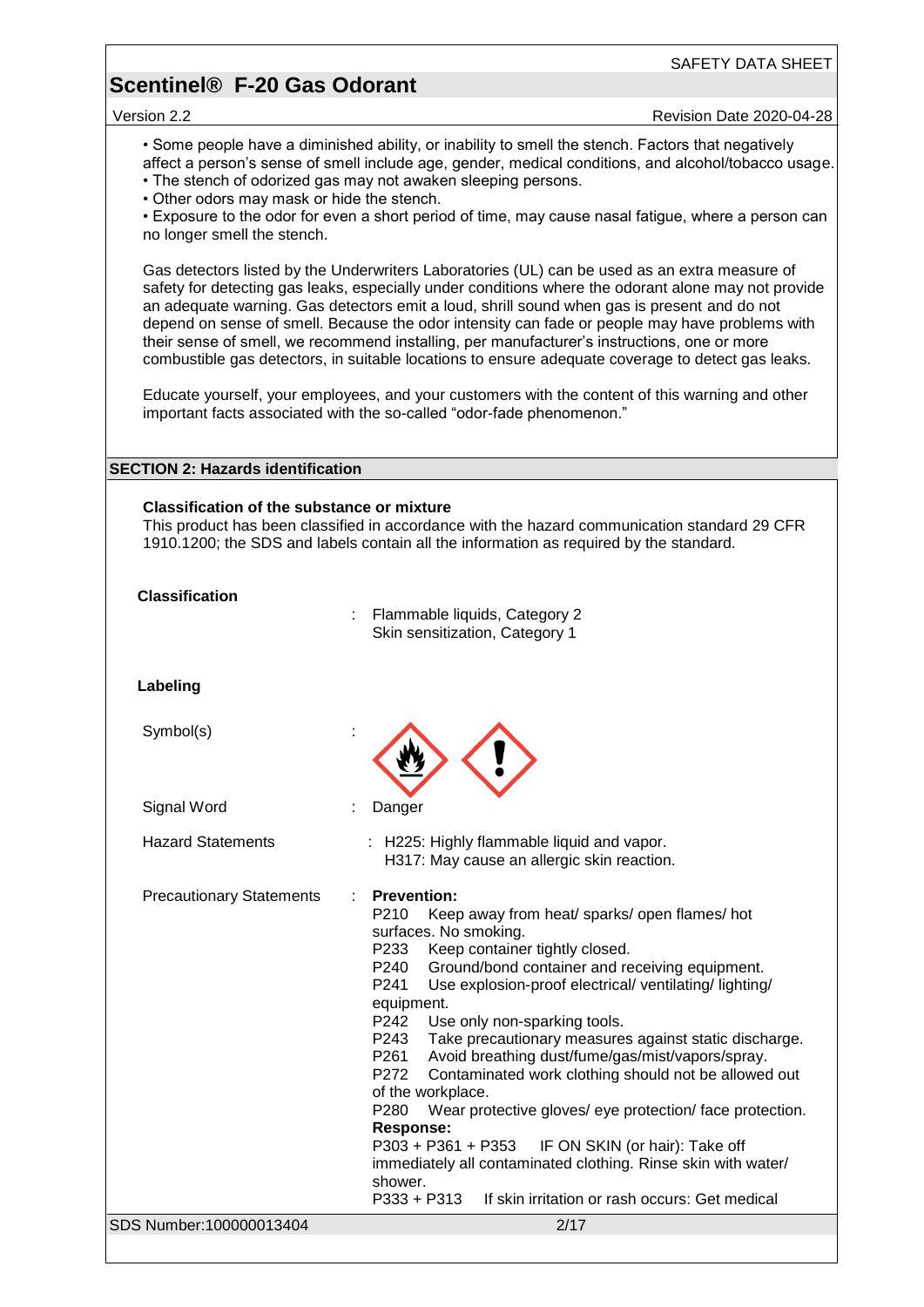- Some people have a diminished ability, or inability to smell the stench. Factors that negatively affect a person's sense of smell include age, gender, medical conditions, and alcohol/tobacco usage.
- The stench of odorized gas may not awaken sleeping persons.
- Other odors may mask or hide the stench.
- Exposure to the odor for even a short period of time, may cause nasal fatigue, where a person can no longer smell the stench.

Gas detectors listed by the Underwriters Laboratories (UL) can be used as an extra measure of safety for detecting gas leaks, especially under conditions where the odorant alone may not provide an adequate warning. Gas detectors emit a loud, shrill sound when gas is present and do not depend on sense of smell. Because the odor intensity can fade or people may have problems with their sense of smell, we recommend installing, per manufacturer's instructions, one or more combustible gas detectors, in suitable locations to ensure adequate coverage to detect gas leaks.

Educate yourself, your employees, and your customers with the content of this warning and other important facts associated with the so-called "odor-fade phenomenon."

## SECTION 2: Hazards identification

**Classification of the substance or mixture**

This product has been classified in accordance with the hazard communication standard 29 CFR 1910.1200; the SDS and labels contain all the information as required by the standard.

**Classification** : Flammable liquids, Category 2
Skin sensitization, Category 1

**Labeling**

Symbol(s) :

Signal Word : Danger

Hazard Statements : H225: Highly flammable liquid and vapor.
H317: May cause an allergic skin reaction.

Precautionary Statements : **Prevention:**

P210 Keep away from heat/ sparks/ open flames/ hot surfaces. No smoking.
P233 Keep container tightly closed.
P240 Ground/bond container and receiving equipment.
P241 Use explosion-proof electrical/ ventilating/ lighting/ equipment.
P242 Use only non-sparking tools.
P243 Take precautionary measures against static discharge.
P261 Avoid breathing dust/fume/gas/mist/vapors/spray.
P272 Contaminated work clothing should not be allowed out of the workplace.
P280 Wear protective gloves/ eye protection/ face protection.

**Response:**

P303 + P361 + P353 IF ON SKIN (or hair): Take off immediately all contaminated clothing. Rinse skin with water/ shower.
P333 + P313 If skin irritation or rash occurs: Get medical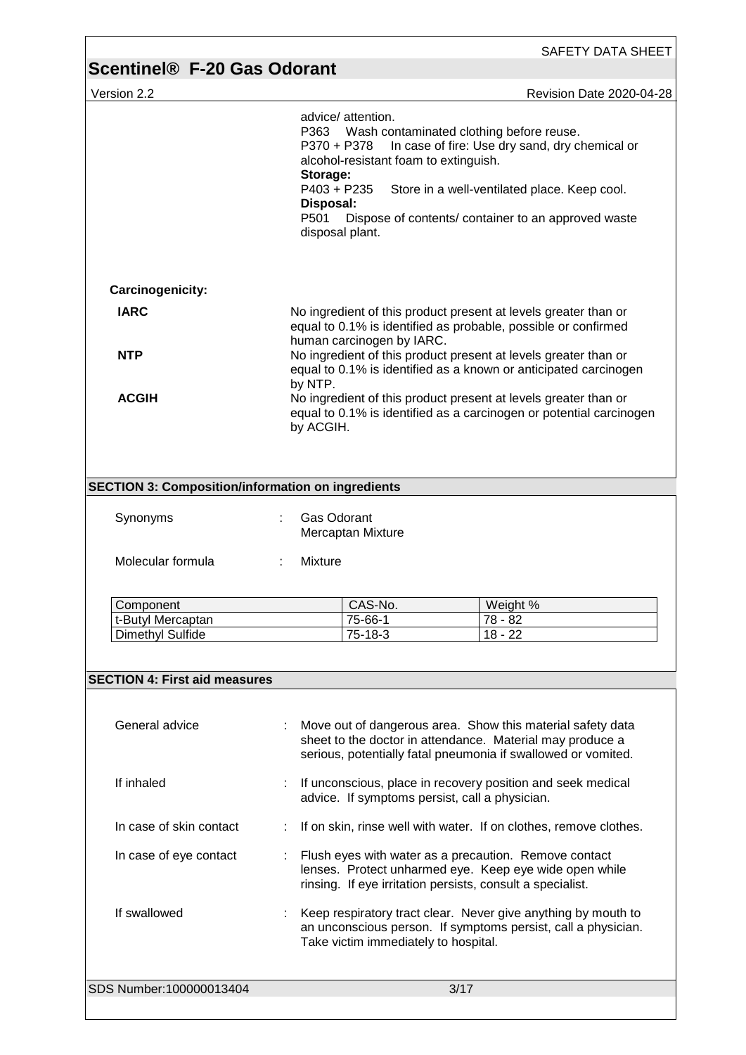advice/ attention.
P363 Wash contaminated clothing before reuse.
P370 + P378 In case of fire: Use dry sand, dry chemical or alcohol-resistant foam to extinguish.

**Storage:**
P403 + P235 Store in a well-ventilated place. Keep cool.

**Disposal:**
P501 Dispose of contents/ container to an approved waste disposal plant.

**Carcinogenicity:**

**IARC** No ingredient of this product present at levels greater than or equal to 0.1% is identified as probable, possible or confirmed human carcinogen by IARC.

**NTP** No ingredient of this product present at levels greater than or equal to 0.1% is identified as a known or anticipated carcinogen by NTP.

**ACGIH** No ingredient of this product present at levels greater than or equal to 0.1% is identified as a carcinogen or potential carcinogen by ACGIH.

## SECTION 3: Composition/information on ingredients

Synonyms : Gas Odorant
Mercaptan Mixture

Molecular formula : Mixture

| Component | CAS-No. | Weight % |
|---|---|---|
| t-Butyl Mercaptan | 75-66-1 | 78 - 82 |
| Dimethyl Sulfide | 75-18-3 | 18 - 22 |

## SECTION 4: First aid measures

General advice : Move out of dangerous area. Show this material safety data sheet to the doctor in attendance. Material may produce a serious, potentially fatal pneumonia if swallowed or vomited.

If inhaled : If unconscious, place in recovery position and seek medical advice. If symptoms persist, call a physician.

In case of skin contact : If on skin, rinse well with water. If on clothes, remove clothes.

In case of eye contact : Flush eyes with water as a precaution. Remove contact lenses. Protect unharmed eye. Keep eye wide open while rinsing. If eye irritation persists, consult a specialist.

If swallowed : Keep respiratory tract clear. Never give anything by mouth to an unconscious person. If symptoms persist, call a physician. Take victim immediately to hospital.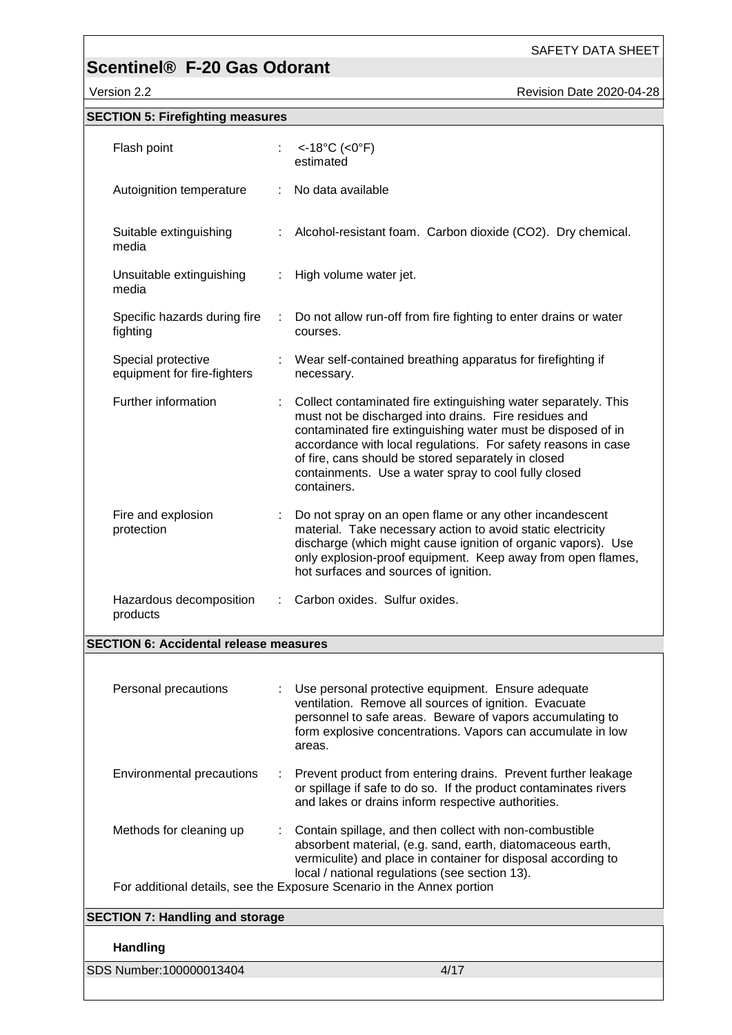## SECTION 5: Firefighting measures

| | |
|---|---|
| Flash point | : <-18°C (<0°F)<br>estimated |
| Autoignition temperature | : No data available |
| Suitable extinguishing media | : Alcohol-resistant foam. Carbon dioxide ($CO_2$). Dry chemical. |
| Unsuitable extinguishing media | : High volume water jet. |
| Specific hazards during fire fighting | : Do not allow run-off from fire fighting to enter drains or water courses. |
| Special protective equipment for fire-fighters | : Wear self-contained breathing apparatus for firefighting if necessary. |
| Further information | : Collect contaminated fire extinguishing water separately. This must not be discharged into drains. Fire residues and contaminated fire extinguishing water must be disposed of in accordance with local regulations. For safety reasons in case of fire, cans should be stored separately in closed containments. Use a water spray to cool fully closed containers. |
| Fire and explosion protection | : Do not spray on an open flame or any other incandescent material. Take necessary action to avoid static electricity discharge (which might cause ignition of organic vapors). Use only explosion-proof equipment. Keep away from open flames, hot surfaces and sources of ignition. |
| Hazardous decomposition products | : Carbon oxides. Sulfur oxides. |

## SECTION 6: Accidental release measures

| | |
|---|---|
| Personal precautions | : Use personal protective equipment. Ensure adequate ventilation. Remove all sources of ignition. Evacuate personnel to safe areas. Beware of vapors accumulating to form explosive concentrations. Vapors can accumulate in low areas. |
| Environmental precautions | : Prevent product from entering drains. Prevent further leakage or spillage if safe to do so. If the product contaminates rivers and lakes or drains inform respective authorities. |
| Methods for cleaning up | : Contain spillage, and then collect with non-combustible absorbent material, (e.g. sand, earth, diatomaceous earth, vermiculite) and place in container for disposal according to local / national regulations (see section 13). |

For additional details, see the Exposure Scenario in the Annex portion

## SECTION 7: Handling and storage

**Handling**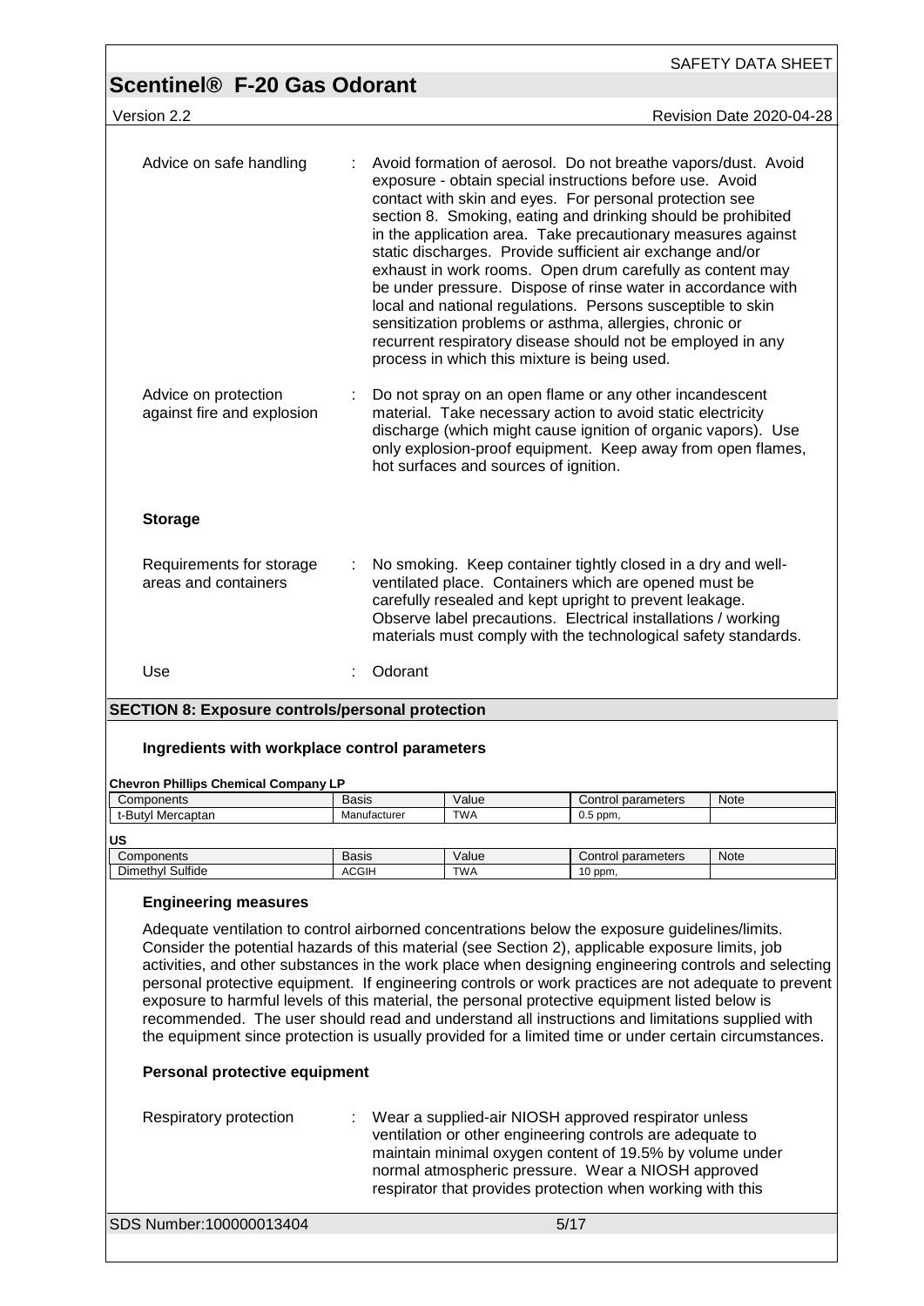Advice on safe handling : Avoid formation of aerosol. Do not breathe vapors/dust. Avoid exposure - obtain special instructions before use. Avoid contact with skin and eyes. For personal protection see section 8. Smoking, eating and drinking should be prohibited in the application area. Take precautionary measures against static discharges. Provide sufficient air exchange and/or exhaust in work rooms. Open drum carefully as content may be under pressure. Dispose of rinse water in accordance with local and national regulations. Persons susceptible to skin sensitization problems or asthma, allergies, chronic or recurrent respiratory disease should not be employed in any process in which this mixture is being used.

Advice on protection against fire and explosion : Do not spray on an open flame or any other incandescent material. Take necessary action to avoid static electricity discharge (which might cause ignition of organic vapors). Use only explosion-proof equipment. Keep away from open flames, hot surfaces and sources of ignition.

**Storage**

Requirements for storage areas and containers : No smoking. Keep container tightly closed in a dry and well-ventilated place. Containers which are opened must be carefully resealed and kept upright to prevent leakage. Observe label precautions. Electrical installations / working materials must comply with the technological safety standards.

Use : Odorant

## SECTION 8: Exposure controls/personal protection

### Ingredients with workplace control parameters

**Chevron Phillips Chemical Company LP**

| Components | Basis | Value | Control parameters | Note |
|---|---|---|---|---|
| t-Butyl Mercaptan | Manufacturer | TWA | 0.5 ppm, | |

**US**

| Components | Basis | Value | Control parameters | Note |
|---|---|---|---|---|
| Dimethyl Sulfide | ACGIH | TWA | 10 ppm, | |

### Engineering measures

Adequate ventilation to control airborned concentrations below the exposure guidelines/limits. Consider the potential hazards of this material (see Section 2), applicable exposure limits, job activities, and other substances in the work place when designing engineering controls and selecting personal protective equipment. If engineering controls or work practices are not adequate to prevent exposure to harmful levels of this material, the personal protective equipment listed below is recommended. The user should read and understand all instructions and limitations supplied with the equipment since protection is usually provided for a limited time or under certain circumstances.

### Personal protective equipment

Respiratory protection : Wear a supplied-air NIOSH approved respirator unless ventilation or other engineering controls are adequate to maintain minimal oxygen content of 19.5% by volume under normal atmospheric pressure. Wear a NIOSH approved respirator that provides protection when working with this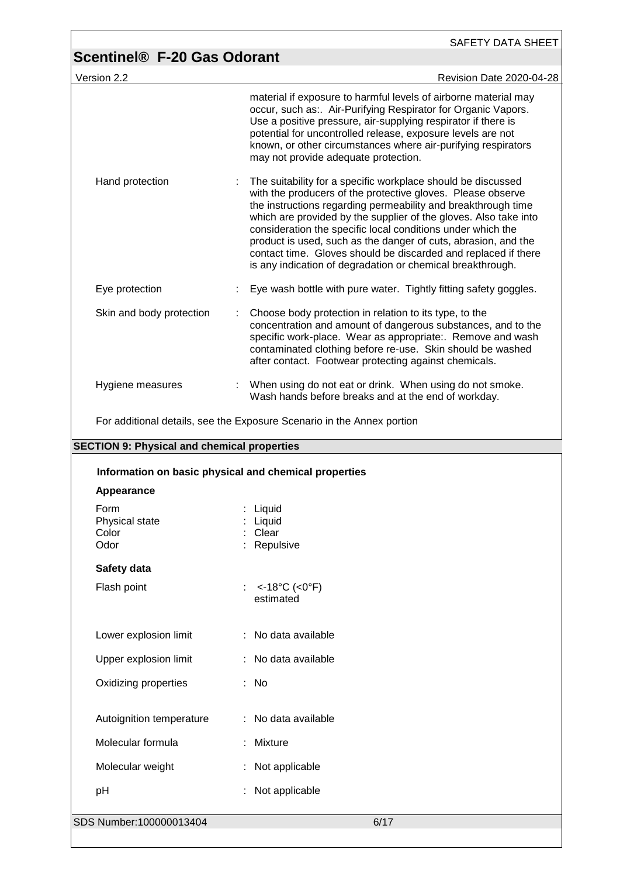material if exposure to harmful levels of airborne material may occur, such as:. Air-Purifying Respirator for Organic Vapors. Use a positive pressure, air-supplying respirator if there is potential for uncontrolled release, exposure levels are not known, or other circumstances where air-purifying respirators may not provide adequate protection.

Hand protection : The suitability for a specific workplace should be discussed with the producers of the protective gloves. Please observe the instructions regarding permeability and breakthrough time which are provided by the supplier of the gloves. Also take into consideration the specific local conditions under which the product is used, such as the danger of cuts, abrasion, and the contact time. Gloves should be discarded and replaced if there is any indication of degradation or chemical breakthrough.

Eye protection : Eye wash bottle with pure water. Tightly fitting safety goggles.

Skin and body protection : Choose body protection in relation to its type, to the concentration and amount of dangerous substances, and to the specific work-place. Wear as appropriate:. Remove and wash contaminated clothing before re-use. Skin should be washed after contact. Footwear protecting against chemicals.

Hygiene measures : When using do not eat or drink. When using do not smoke. Wash hands before breaks and at the end of workday.

For additional details, see the Exposure Scenario in the Annex portion

## SECTION 9: Physical and chemical properties

### Information on basic physical and chemical properties

**Appearance**

Form : Liquid
Physical state : Liquid
Color : Clear
Odor : Repulsive

**Safety data**

Flash point : <-18°C (<0°F) estimated

Lower explosion limit : No data available

Upper explosion limit : No data available

Oxidizing properties : No

Autoignition temperature : No data available

Molecular formula : Mixture

Molecular weight : Not applicable

pH : Not applicable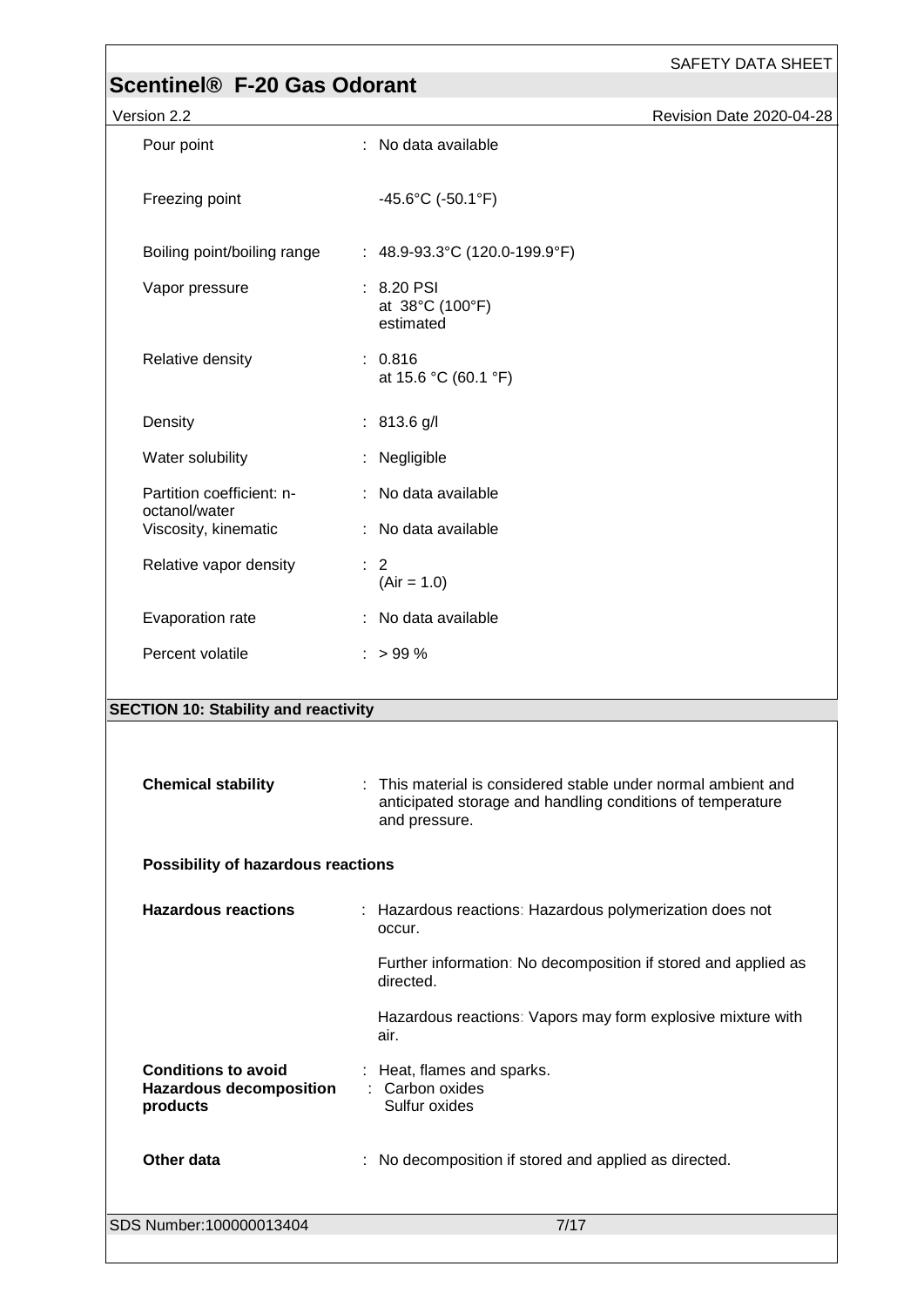| | |
|---|---|
| Pour point | : No data available |
| Freezing point | -45.6°C (-50.1°F) |
| Boiling point/boiling range | : 48.9-93.3°C (120.0-199.9°F) |
| Vapor pressure | : 8.20 PSI<br>at 38°C (100°F)<br>estimated |
| Relative density | : 0.816<br>at 15.6 °C (60.1 °F) |
| Density | : 813.6 g/l |
| Water solubility | : Negligible |
| Partition coefficient: n-octanol/water | : No data available |
| Viscosity, kinematic | : No data available |
| Relative vapor density | : 2<br>(Air = 1.0) |
| Evaporation rate | : No data available |
| Percent volatile | : > 99 % |

## SECTION 10: Stability and reactivity

**Chemical stability** : This material is considered stable under normal ambient and anticipated storage and handling conditions of temperature and pressure.

**Possibility of hazardous reactions**

**Hazardous reactions** : Hazardous reactions: Hazardous polymerization does not occur.

Further information: No decomposition if stored and applied as directed.

Hazardous reactions: Vapors may form explosive mixture with air.

**Conditions to avoid** : Heat, flames and sparks.

**Hazardous decomposition products** : Carbon oxides
Sulfur oxides

**Other data** : No decomposition if stored and applied as directed.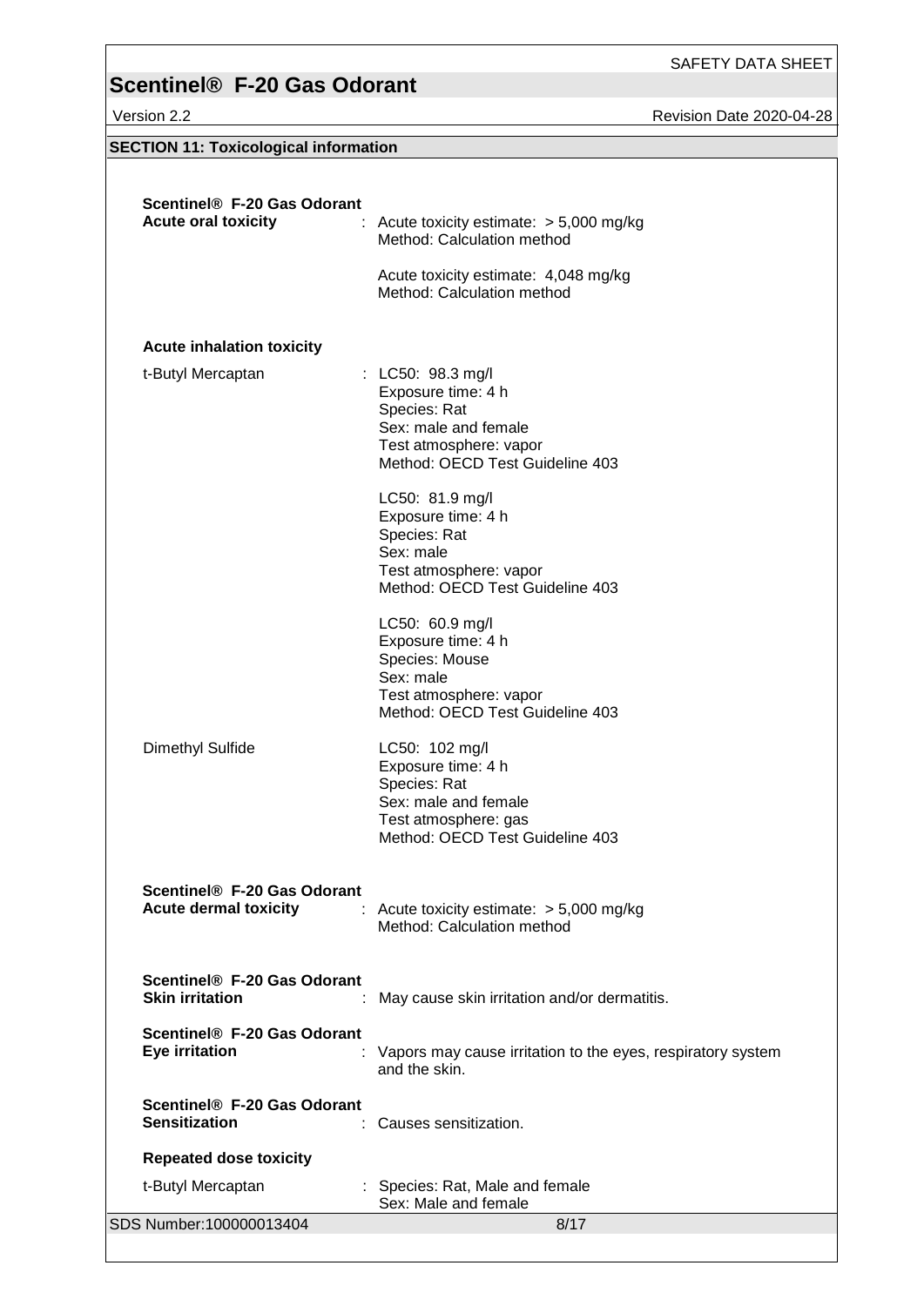## SECTION 11: Toxicological information

**Scentinel® F-20 Gas Odorant**

**Acute oral toxicity** : Acute toxicity estimate: > 5,000 mg/kg
Method: Calculation method

Acute toxicity estimate: 4,048 mg/kg
Method: Calculation method

**Acute inhalation toxicity**

t-Butyl Mercaptan : LC50: 98.3 mg/l
Exposure time: 4 h
Species: Rat
Sex: male and female
Test atmosphere: vapor
Method: OECD Test Guideline 403

LC50: 81.9 mg/l
Exposure time: 4 h
Species: Rat
Sex: male
Test atmosphere: vapor
Method: OECD Test Guideline 403

LC50: 60.9 mg/l
Exposure time: 4 h
Species: Mouse
Sex: male
Test atmosphere: vapor
Method: OECD Test Guideline 403

Dimethyl Sulfide LC50: 102 mg/l
Exposure time: 4 h
Species: Rat
Sex: male and female
Test atmosphere: gas
Method: OECD Test Guideline 403

**Scentinel® F-20 Gas Odorant**

**Acute dermal toxicity** : Acute toxicity estimate: > 5,000 mg/kg
Method: Calculation method

**Scentinel® F-20 Gas Odorant**

**Skin irritation** : May cause skin irritation and/or dermatitis.

**Scentinel® F-20 Gas Odorant**

**Eye irritation** : Vapors may cause irritation to the eyes, respiratory system and the skin.

**Scentinel® F-20 Gas Odorant**

**Sensitization** : Causes sensitization.

**Repeated dose toxicity**

t-Butyl Mercaptan : Species: Rat, Male and female
Sex: Male and female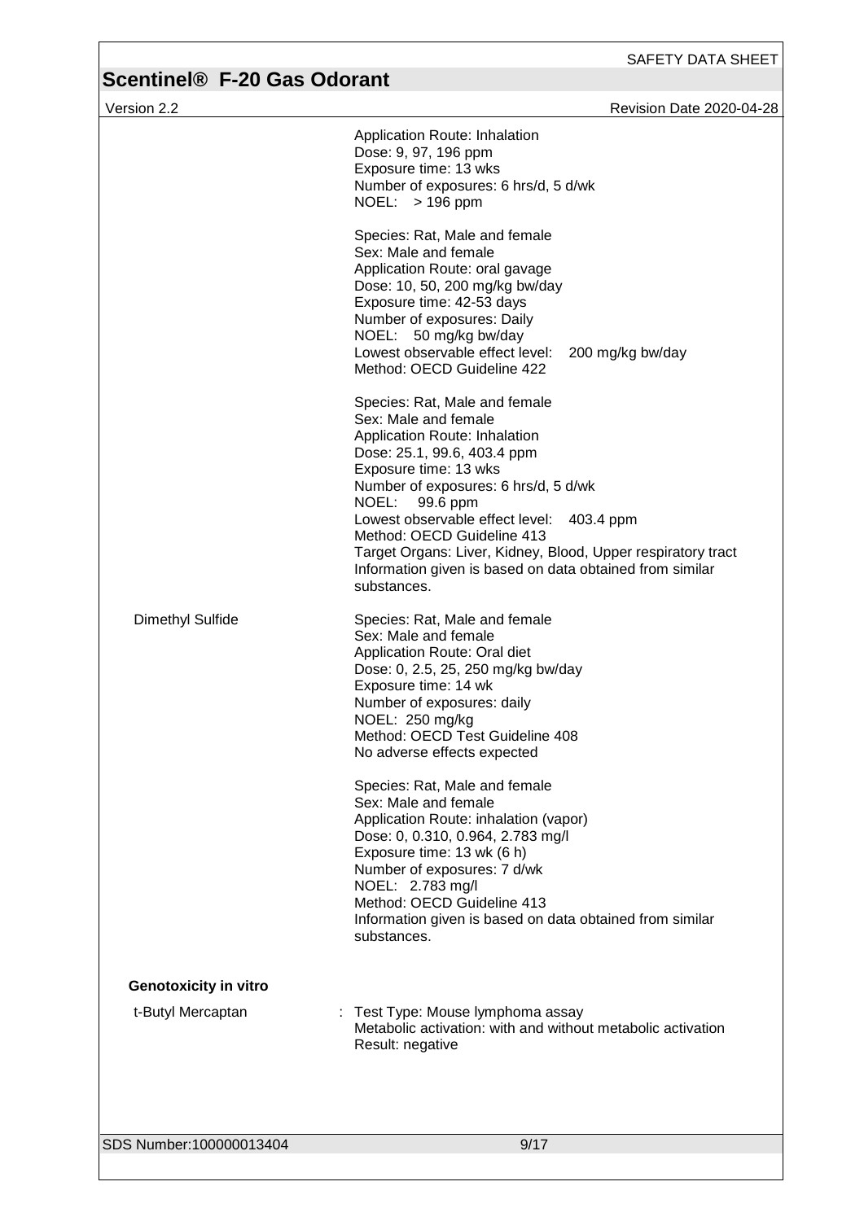Application Route: Inhalation
Dose: 9, 97, 196 ppm
Exposure time: 13 wks
Number of exposures: 6 hrs/d, 5 d/wk
NOEL: > 196 ppm

Species: Rat, Male and female
Sex: Male and female
Application Route: oral gavage
Dose: 10, 50, 200 mg/kg bw/day
Exposure time: 42-53 days
Number of exposures: Daily
NOEL: 50 mg/kg bw/day
Lowest observable effect level: 200 mg/kg bw/day
Method: OECD Guideline 422

Species: Rat, Male and female
Sex: Male and female
Application Route: Inhalation
Dose: 25.1, 99.6, 403.4 ppm
Exposure time: 13 wks
Number of exposures: 6 hrs/d, 5 d/wk
NOEL: 99.6 ppm
Lowest observable effect level: 403.4 ppm
Method: OECD Guideline 413
Target Organs: Liver, Kidney, Blood, Upper respiratory tract
Information given is based on data obtained from similar substances.

Dimethyl Sulfide

Species: Rat, Male and female
Sex: Male and female
Application Route: Oral diet
Dose: 0, 2.5, 25, 250 mg/kg bw/day
Exposure time: 14 wk
Number of exposures: daily
NOEL: 250 mg/kg
Method: OECD Test Guideline 408
No adverse effects expected

Species: Rat, Male and female
Sex: Male and female
Application Route: inhalation (vapor)
Dose: 0, 0.310, 0.964, 2.783 mg/l
Exposure time: 13 wk (6 h)
Number of exposures: 7 d/wk
NOEL: 2.783 mg/l
Method: OECD Guideline 413
Information given is based on data obtained from similar substances.

**Genotoxicity in vitro**

t-Butyl Mercaptan : Test Type: Mouse lymphoma assay
Metabolic activation: with and without metabolic activation
Result: negative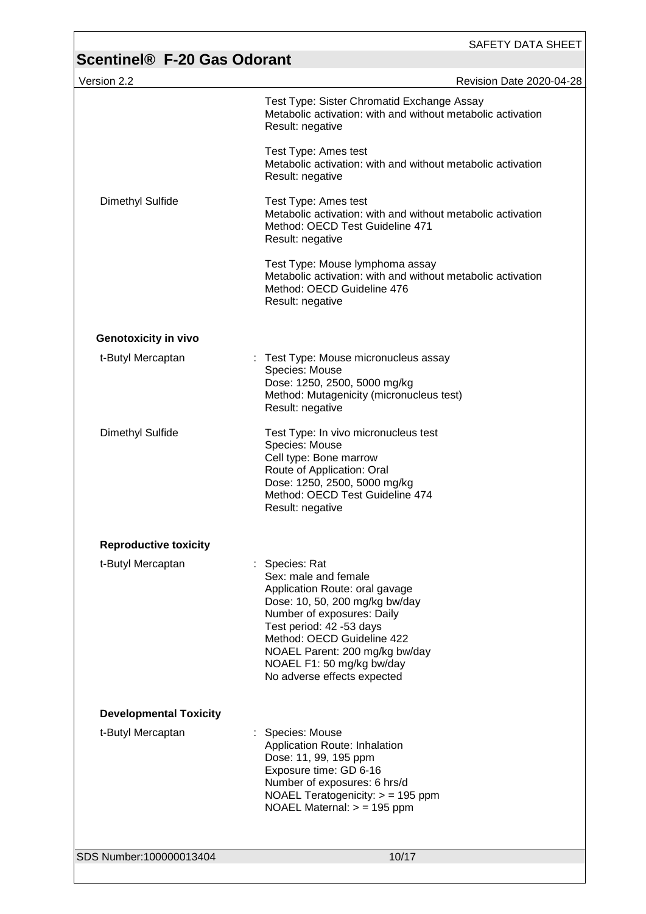Test Type: Sister Chromatid Exchange Assay
Metabolic activation: with and without metabolic activation
Result: negative

Test Type: Ames test
Metabolic activation: with and without metabolic activation
Result: negative

Dimethyl Sulfide

Test Type: Ames test
Metabolic activation: with and without metabolic activation
Method: OECD Test Guideline 471
Result: negative

Test Type: Mouse lymphoma assay
Metabolic activation: with and without metabolic activation
Method: OECD Guideline 476
Result: negative

**Genotoxicity in vivo**

t-Butyl Mercaptan

: Test Type: Mouse micronucleus assay
Species: Mouse
Dose: 1250, 2500, 5000 mg/kg
Method: Mutagenicity (micronucleus test)
Result: negative

Dimethyl Sulfide

Test Type: In vivo micronucleus test
Species: Mouse
Cell type: Bone marrow
Route of Application: Oral
Dose: 1250, 2500, 5000 mg/kg
Method: OECD Test Guideline 474
Result: negative

**Reproductive toxicity**

t-Butyl Mercaptan

: Species: Rat
Sex: male and female
Application Route: oral gavage
Dose: 10, 50, 200 mg/kg bw/day
Number of exposures: Daily
Test period: 42 -53 days
Method: OECD Guideline 422
NOAEL Parent: 200 mg/kg bw/day
NOAEL F1: 50 mg/kg bw/day
No adverse effects expected

**Developmental Toxicity**

t-Butyl Mercaptan

: Species: Mouse
Application Route: Inhalation
Dose: 11, 99, 195 ppm
Exposure time: GD 6-16
Number of exposures: 6 hrs/d
NOAEL Teratogenicity: > = 195 ppm
NOAEL Maternal: > = 195 ppm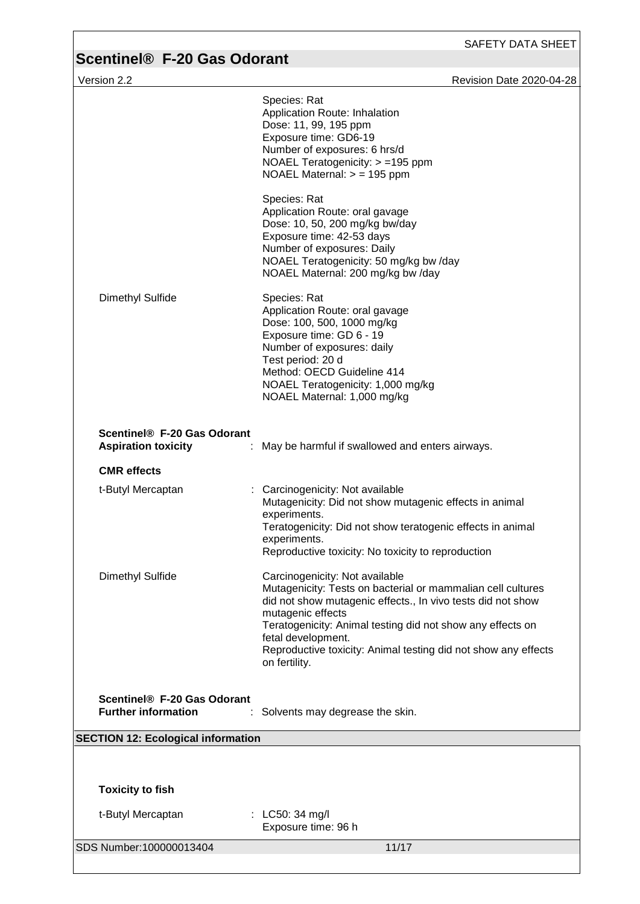Species: Rat
Application Route: Inhalation
Dose: 11, 99, 195 ppm
Exposure time: GD6-19
Number of exposures: 6 hrs/d
NOAEL Teratogenicity: > =195 ppm
NOAEL Maternal: > = 195 ppm

Species: Rat
Application Route: oral gavage
Dose: 10, 50, 200 mg/kg bw/day
Exposure time: 42-53 days
Number of exposures: Daily
NOAEL Teratogenicity: 50 mg/kg bw /day
NOAEL Maternal: 200 mg/kg bw /day

Dimethyl Sulfide

Species: Rat
Application Route: oral gavage
Dose: 100, 500, 1000 mg/kg
Exposure time: GD 6 - 19
Number of exposures: daily
Test period: 20 d
Method: OECD Guideline 414
NOAEL Teratogenicity: 1,000 mg/kg
NOAEL Maternal: 1,000 mg/kg

**Scentinel® F-20 Gas Odorant**

**Aspiration toxicity** : May be harmful if swallowed and enters airways.

**CMR effects**

t-Butyl Mercaptan : Carcinogenicity: Not available
Mutagenicity: Did not show mutagenic effects in animal experiments.
Teratogenicity: Did not show teratogenic effects in animal experiments.
Reproductive toxicity: No toxicity to reproduction

Dimethyl Sulfide

Carcinogenicity: Not available
Mutagenicity: Tests on bacterial or mammalian cell cultures did not show mutagenic effects., In vivo tests did not show mutagenic effects
Teratogenicity: Animal testing did not show any effects on fetal development.
Reproductive toxicity: Animal testing did not show any effects on fertility.

**Scentinel® F-20 Gas Odorant**

**Further information** : Solvents may degrease the skin.

## SECTION 12: Ecological information

**Toxicity to fish**

t-Butyl Mercaptan : LC50: 34 mg/l
Exposure time: 96 h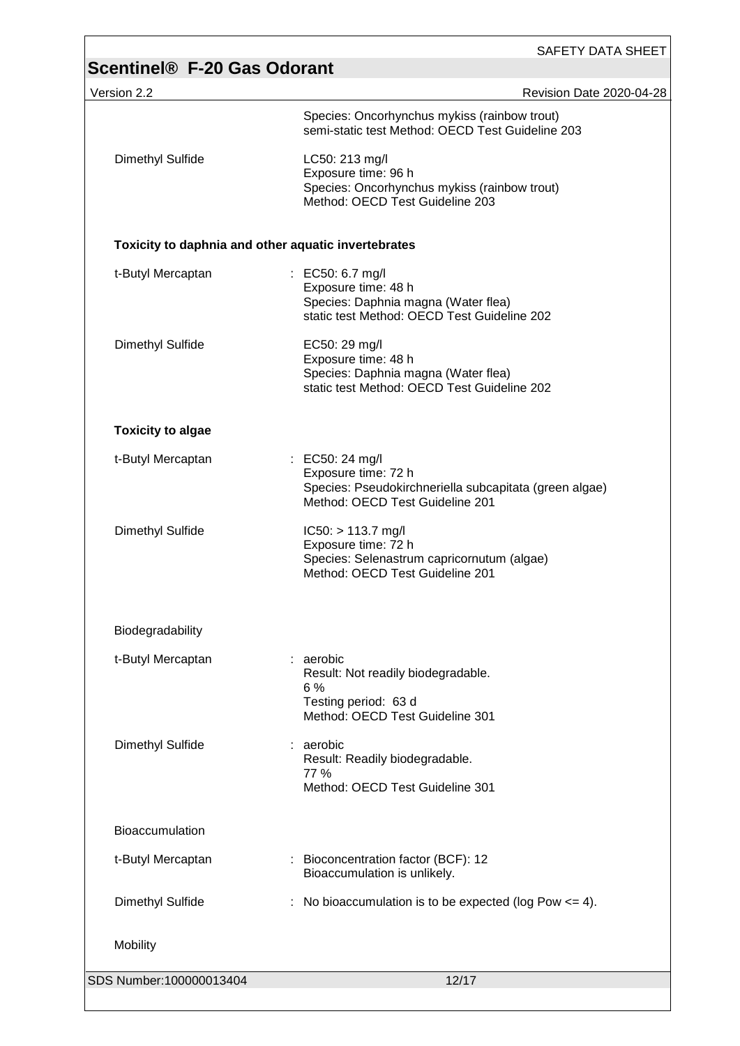Species: Oncorhynchus mykiss (rainbow trout)
semi-static test Method: OECD Test Guideline 203

Dimethyl Sulfide

LC50: 213 mg/l
Exposure time: 96 h
Species: Oncorhynchus mykiss (rainbow trout)
Method: OECD Test Guideline 203

**Toxicity to daphnia and other aquatic invertebrates**

t-Butyl Mercaptan : EC50: 6.7 mg/l
Exposure time: 48 h
Species: Daphnia magna (Water flea)
static test Method: OECD Test Guideline 202

Dimethyl Sulfide

EC50: 29 mg/l
Exposure time: 48 h
Species: Daphnia magna (Water flea)
static test Method: OECD Test Guideline 202

**Toxicity to algae**

t-Butyl Mercaptan : EC50: 24 mg/l
Exposure time: 72 h
Species: Pseudokirchneriella subcapitata (green algae)
Method: OECD Test Guideline 201

Dimethyl Sulfide

IC50: > 113.7 mg/l
Exposure time: 72 h
Species: Selenastrum capricornutum (algae)
Method: OECD Test Guideline 201

Biodegradability

t-Butyl Mercaptan : aerobic
Result: Not readily biodegradable.
6 %
Testing period: 63 d
Method: OECD Test Guideline 301

Dimethyl Sulfide : aerobic
Result: Readily biodegradable.
77 %
Method: OECD Test Guideline 301

Bioaccumulation

t-Butyl Mercaptan : Bioconcentration factor (BCF): 12
Bioaccumulation is unlikely.

Dimethyl Sulfide : No bioaccumulation is to be expected (log Pow <= 4).

Mobility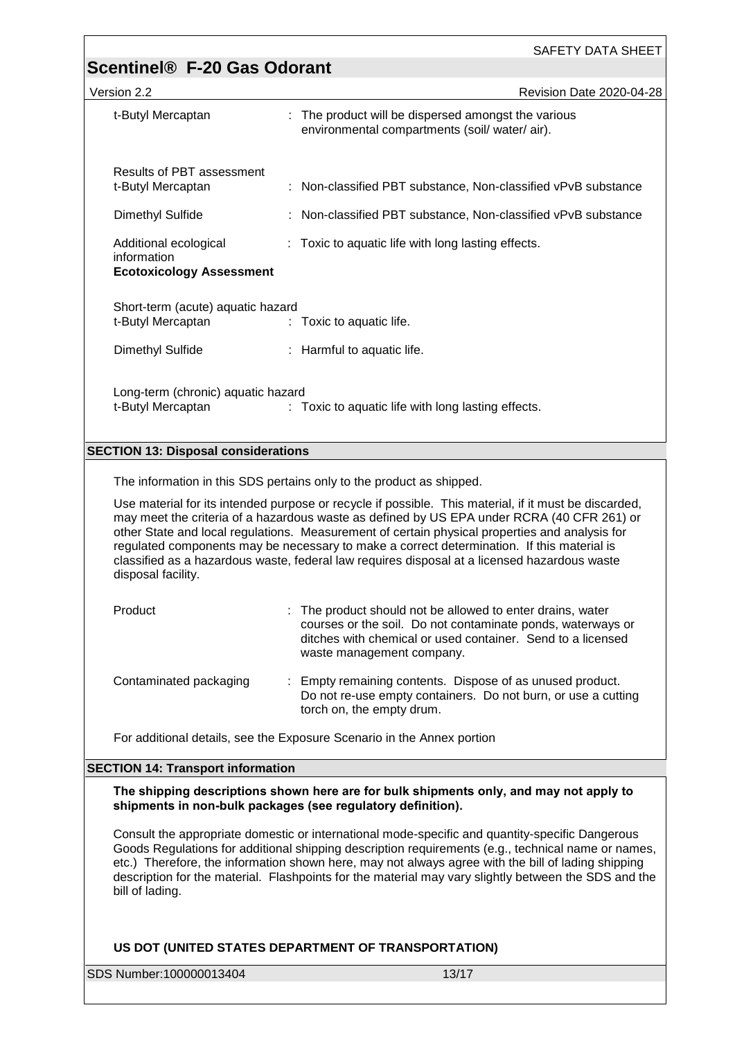| | |
|---|---|
| t-Butyl Mercaptan | : The product will be dispersed amongst the various environmental compartments (soil/ water/ air). |

Results of PBT assessment

| | |
|---|---|
| t-Butyl Mercaptan | : Non-classified PBT substance, Non-classified vPvB substance |
| Dimethyl Sulfide | : Non-classified PBT substance, Non-classified vPvB substance |
| Additional ecological information | : Toxic to aquatic life with long lasting effects. |

**Ecotoxicology Assessment**

Short-term (acute) aquatic hazard

| | |
|---|---|
| t-Butyl Mercaptan | : Toxic to aquatic life. |
| Dimethyl Sulfide | : Harmful to aquatic life. |

Long-term (chronic) aquatic hazard

| | |
|---|---|
| t-Butyl Mercaptan | : Toxic to aquatic life with long lasting effects. |

## SECTION 13: Disposal considerations

The information in this SDS pertains only to the product as shipped.

Use material for its intended purpose or recycle if possible. This material, if it must be discarded, may meet the criteria of a hazardous waste as defined by US EPA under RCRA (40 CFR 261) or other State and local regulations. Measurement of certain physical properties and analysis for regulated components may be necessary to make a correct determination. If this material is classified as a hazardous waste, federal law requires disposal at a licensed hazardous waste disposal facility.

| | |
|---|---|
| Product | : The product should not be allowed to enter drains, water courses or the soil. Do not contaminate ponds, waterways or ditches with chemical or used container. Send to a licensed waste management company. |
| Contaminated packaging | : Empty remaining contents. Dispose of as unused product. Do not re-use empty containers. Do not burn, or use a cutting torch on, the empty drum. |

For additional details, see the Exposure Scenario in the Annex portion

## SECTION 14: Transport information

**The shipping descriptions shown here are for bulk shipments only, and may not apply to shipments in non-bulk packages (see regulatory definition).**

Consult the appropriate domestic or international mode-specific and quantity-specific Dangerous Goods Regulations for additional shipping description requirements (e.g., technical name or names, etc.) Therefore, the information shown here, may not always agree with the bill of lading shipping description for the material. Flashpoints for the material may vary slightly between the SDS and the bill of lading.

**US DOT (UNITED STATES DEPARTMENT OF TRANSPORTATION)**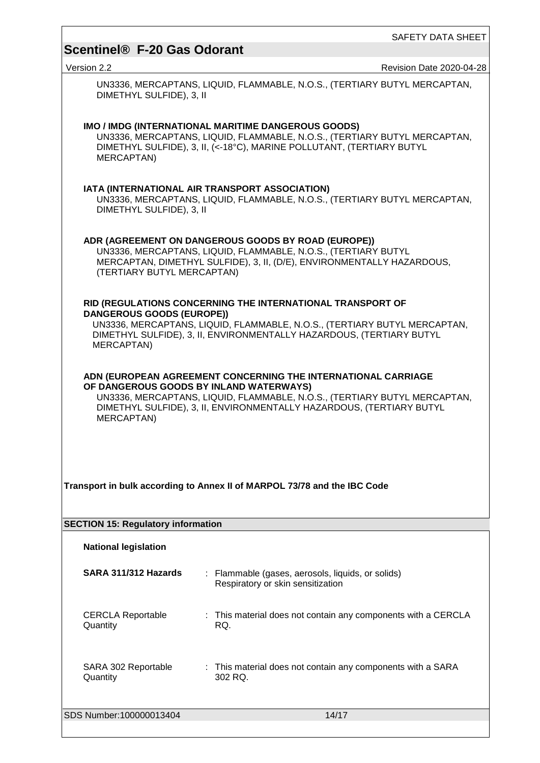UN3336, MERCAPTANS, LIQUID, FLAMMABLE, N.O.S., (TERTIARY BUTYL MERCAPTAN, DIMETHYL SULFIDE), 3, II

**IMO / IMDG (INTERNATIONAL MARITIME DANGEROUS GOODS)**

UN3336, MERCAPTANS, LIQUID, FLAMMABLE, N.O.S., (TERTIARY BUTYL MERCAPTAN, DIMETHYL SULFIDE), 3, II, (<-18°C), MARINE POLLUTANT, (TERTIARY BUTYL MERCAPTAN)

**IATA (INTERNATIONAL AIR TRANSPORT ASSOCIATION)**

UN3336, MERCAPTANS, LIQUID, FLAMMABLE, N.O.S., (TERTIARY BUTYL MERCAPTAN, DIMETHYL SULFIDE), 3, II

**ADR (AGREEMENT ON DANGEROUS GOODS BY ROAD (EUROPE))**

UN3336, MERCAPTANS, LIQUID, FLAMMABLE, N.O.S., (TERTIARY BUTYL MERCAPTAN, DIMETHYL SULFIDE), 3, II, (D/E), ENVIRONMENTALLY HAZARDOUS, (TERTIARY BUTYL MERCAPTAN)

**RID (REGULATIONS CONCERNING THE INTERNATIONAL TRANSPORT OF DANGEROUS GOODS (EUROPE))**

UN3336, MERCAPTANS, LIQUID, FLAMMABLE, N.O.S., (TERTIARY BUTYL MERCAPTAN, DIMETHYL SULFIDE), 3, II, ENVIRONMENTALLY HAZARDOUS, (TERTIARY BUTYL MERCAPTAN)

**ADN (EUROPEAN AGREEMENT CONCERNING THE INTERNATIONAL CARRIAGE OF DANGEROUS GOODS BY INLAND WATERWAYS)**

UN3336, MERCAPTANS, LIQUID, FLAMMABLE, N.O.S., (TERTIARY BUTYL MERCAPTAN, DIMETHYL SULFIDE), 3, II, ENVIRONMENTALLY HAZARDOUS, (TERTIARY BUTYL MERCAPTAN)

**Transport in bulk according to Annex II of MARPOL 73/78 and the IBC Code**

## SECTION 15: Regulatory information

**National legislation**

**SARA 311/312 Hazards** : Flammable (gases, aerosols, liquids, or solids)
Respiratory or skin sensitization

CERCLA Reportable Quantity : This material does not contain any components with a CERCLA RQ.

SARA 302 Reportable Quantity : This material does not contain any components with a SARA 302 RQ.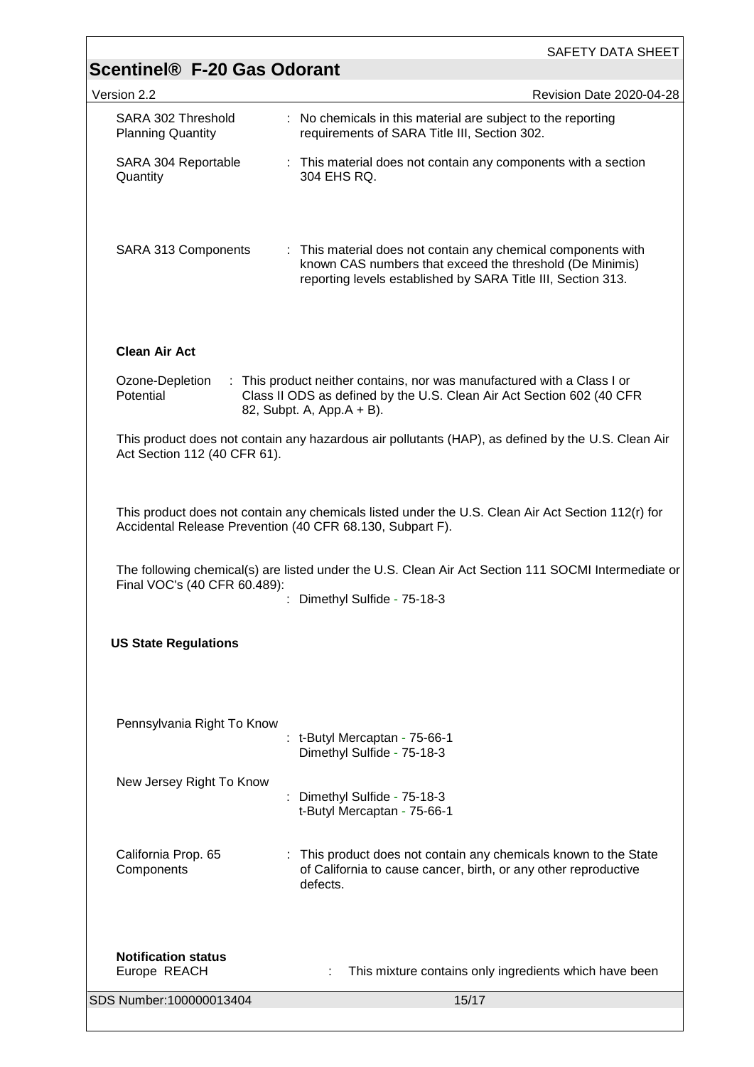SARA 302 Threshold Planning Quantity : No chemicals in this material are subject to the reporting requirements of SARA Title III, Section 302.

SARA 304 Reportable Quantity : This material does not contain any components with a section 304 EHS RQ.

SARA 313 Components : This material does not contain any chemical components with known CAS numbers that exceed the threshold (De Minimis) reporting levels established by SARA Title III, Section 313.

**Clean Air Act**

Ozone-Depletion Potential : This product neither contains, nor was manufactured with a Class I or Class II ODS as defined by the U.S. Clean Air Act Section 602 (40 CFR 82, Subpt. A, App.A + B).

This product does not contain any hazardous air pollutants (HAP), as defined by the U.S. Clean Air Act Section 112 (40 CFR 61).

This product does not contain any chemicals listed under the U.S. Clean Air Act Section 112(r) for Accidental Release Prevention (40 CFR 68.130, Subpart F).

The following chemical(s) are listed under the U.S. Clean Air Act Section 111 SOCMI Intermediate or Final VOC's (40 CFR 60.489):
: Dimethyl Sulfide - 75-18-3

**US State Regulations**

Pennsylvania Right To Know
: t-Butyl Mercaptan - 75-66-1
Dimethyl Sulfide - 75-18-3

New Jersey Right To Know
: Dimethyl Sulfide - 75-18-3
t-Butyl Mercaptan - 75-66-1

California Prop. 65 Components : This product does not contain any chemicals known to the State of California to cause cancer, birth, or any other reproductive defects.

**Notification status**

Europe REACH : This mixture contains only ingredients which have been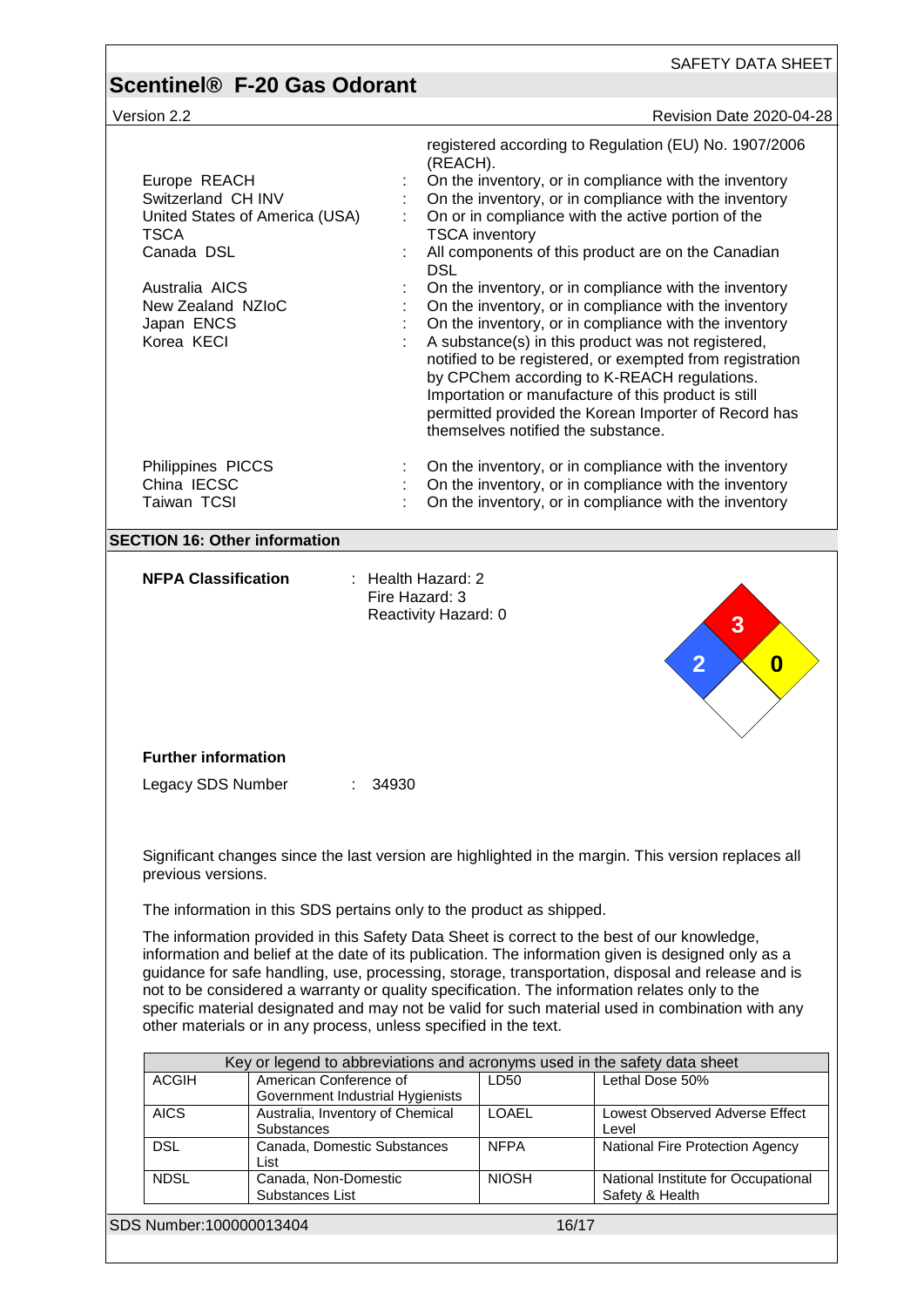registered according to Regulation (EU) No. 1907/2006 (REACH).

| | | |
|---|---|---|
| Europe REACH | : | On the inventory, or in compliance with the inventory |
| Switzerland CH INV | : | On the inventory, or in compliance with the inventory |
| United States of America (USA) TSCA | : | On or in compliance with the active portion of the TSCA inventory |
| Canada DSL | : | All components of this product are on the Canadian DSL |
| Australia AICS | : | On the inventory, or in compliance with the inventory |
| New Zealand NZIoC | : | On the inventory, or in compliance with the inventory |
| Japan ENCS | : | On the inventory, or in compliance with the inventory |
| Korea KECI | : | A substance(s) in this product was not registered, notified to be registered, or exempted from registration by CPChem according to K-REACH regulations. Importation or manufacture of this product is still permitted provided the Korean Importer of Record has themselves notified the substance. |
| Philippines PICCS | : | On the inventory, or in compliance with the inventory |
| China IECSC | : | On the inventory, or in compliance with the inventory |
| Taiwan TCSI | : | On the inventory, or in compliance with the inventory |

## SECTION 16: Other information

**NFPA Classification** : Health Hazard: 2
Fire Hazard: 3
Reactivity Hazard: 0

**Further information**

Legacy SDS Number : 34930

Significant changes since the last version are highlighted in the margin. This version replaces all previous versions.

The information in this SDS pertains only to the product as shipped.

The information provided in this Safety Data Sheet is correct to the best of our knowledge, information and belief at the date of its publication. The information given is designed only as a guidance for safe handling, use, processing, storage, transportation, disposal and release and is not to be considered a warranty or quality specification. The information relates only to the specific material designated and may not be valid for such material used in combination with any other materials or in any process, unless specified in the text.

| Key or legend to abbreviations and acronyms used in the safety data sheet | | | |
|---|---|---|---|
| ACGIH | American Conference of Government Industrial Hygienists | LD50 | Lethal Dose 50% |
| AICS | Australia, Inventory of Chemical Substances | LOAEL | Lowest Observed Adverse Effect Level |
| DSL | Canada, Domestic Substances List | NFPA | National Fire Protection Agency |
| NDSL | Canada, Non-Domestic Substances List | NIOSH | National Institute for Occupational Safety & Health |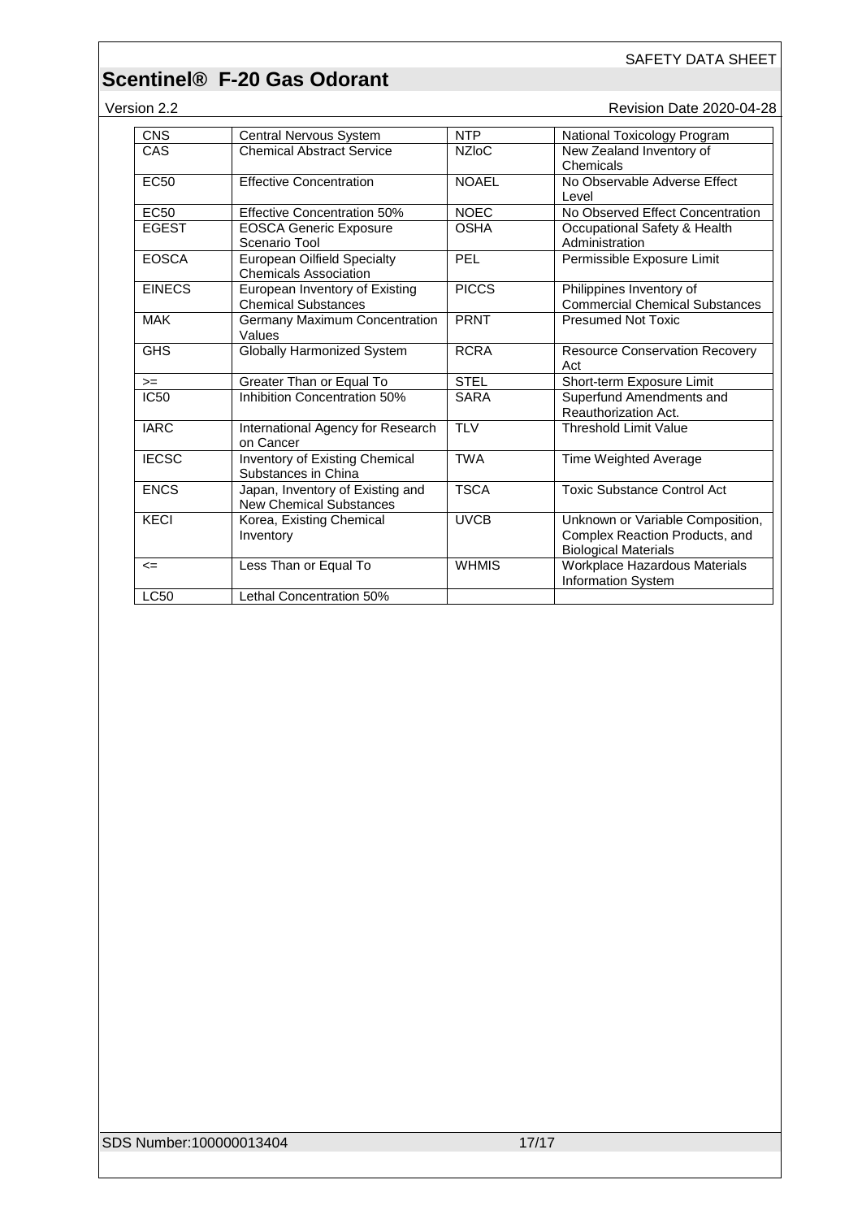| | | | |
|---|---|---|---|
| CNS | Central Nervous System | NTP | National Toxicology Program |
| CAS | Chemical Abstract Service | NZIoC | New Zealand Inventory of Chemicals |
| EC50 | Effective Concentration | NOAEL | No Observable Adverse Effect Level |
| EC50 | Effective Concentration 50% | NOEC | No Observed Effect Concentration |
| EGEST | EOSCA Generic Exposure Scenario Tool | OSHA | Occupational Safety & Health Administration |
| EOSCA | European Oilfield Specialty Chemicals Association | PEL | Permissible Exposure Limit |
| EINECS | European Inventory of Existing Chemical Substances | PICCS | Philippines Inventory of Commercial Chemical Substances |
| MAK | Germany Maximum Concentration Values | PRNT | Presumed Not Toxic |
| GHS | Globally Harmonized System | RCRA | Resource Conservation Recovery Act |
| >= | Greater Than or Equal To | STEL | Short-term Exposure Limit |
| IC50 | Inhibition Concentration 50% | SARA | Superfund Amendments and Reauthorization Act. |
| IARC | International Agency for Research on Cancer | TLV | Threshold Limit Value |
| IECSC | Inventory of Existing Chemical Substances in China | TWA | Time Weighted Average |
| ENCS | Japan, Inventory of Existing and New Chemical Substances | TSCA | Toxic Substance Control Act |
| KECI | Korea, Existing Chemical Inventory | UVCB | Unknown or Variable Composition, Complex Reaction Products, and Biological Materials |
| <= | Less Than or Equal To | WHMIS | Workplace Hazardous Materials Information System |
| LC50 | Lethal Concentration 50% | | |